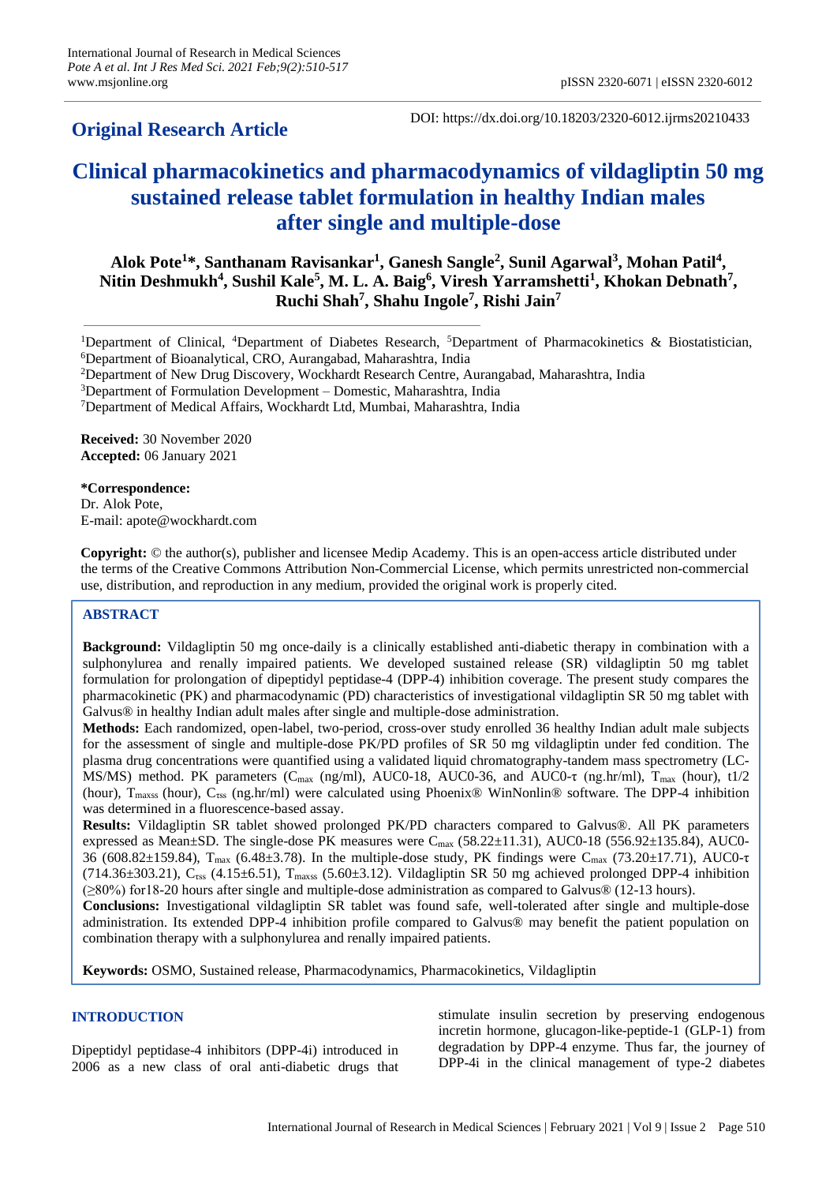## Original Research Article

DOI: https://dx.doi.org/10.18203/2320-6012.ijrms20210433

# Clinical pharmacokinetics and pharmacodynamics of vildagliptin 50 mg sustained release tablet formulation in healthy Indian males after single and multiple-dose

**Alok Pote[1]*, Santhanam Ravisankar[1], Ganesh Sangle[2], Sunil Agarwal[3], Mohan Patil[4], Nitin Deshmukh[4], Sushil Kale[5], M. L. A. Baig[6], Viresh Yarramshetti[1], Khokan Debnath[7], Ruchi Shah[7], Shahu Ingole[7], Rishi Jain[7]**

[1]Department of Clinical, [4]Department of Diabetes Research, [5]Department of Pharmacokinetics & Biostatistician, [6]Department of Bioanalytical, CRO, Aurangabad, Maharashtra, India

[2]Department of New Drug Discovery, Wockhardt Research Centre, Aurangabad, Maharashtra, India

[3]Department of Formulation Development – Domestic, Maharashtra, India

[7]Department of Medical Affairs, Wockhardt Ltd, Mumbai, Maharashtra, India

**Received:** 30 November 2020
**Accepted:** 06 January 2021

**\*Correspondence:**
Dr. Alok Pote,
E-mail: apote@wockhardt.com

**Copyright:** © the author(s), publisher and licensee Medip Academy. This is an open-access article distributed under the terms of the Creative Commons Attribution Non-Commercial License, which permits unrestricted non-commercial use, distribution, and reproduction in any medium, provided the original work is properly cited.

## ABSTRACT

**Background:** Vildagliptin 50 mg once-daily is a clinically established anti-diabetic therapy in combination with a sulphonylurea and renally impaired patients. We developed sustained release (SR) vildagliptin 50 mg tablet formulation for prolongation of dipeptidyl peptidase-4 (DPP-4) inhibition coverage. The present study compares the pharmacokinetic (PK) and pharmacodynamic (PD) characteristics of investigational vildagliptin SR 50 mg tablet with Galvus® in healthy Indian adult males after single and multiple-dose administration.

**Methods:** Each randomized, open-label, two-period, cross-over study enrolled 36 healthy Indian adult male subjects for the assessment of single and multiple-dose PK/PD profiles of SR 50 mg vildagliptin under fed condition. The plasma drug concentrations were quantified using a validated liquid chromatography-tandem mass spectrometry (LC-MS/MS) method. PK parameters ($C_{max}$ (ng/ml), AUC0-18, AUC0-36, and AUC0-τ (ng.hr/ml), $T_{max}$ (hour), t1/2 (hour), $T_{maxss}$ (hour), $C_{τss}$ (ng.hr/ml) were calculated using Phoenix® WinNonlin® software. The DPP-4 inhibition was determined in a fluorescence-based assay.

**Results:** Vildagliptin SR tablet showed prolonged PK/PD characters compared to Galvus®. All PK parameters expressed as Mean±SD. The single-dose PK measures were $C_{max}$ (58.22±11.31), AUC0-18 (556.92±135.84), AUC0-36 (608.82±159.84), $T_{max}$ (6.48±3.78). In the multiple-dose study, PK findings were $C_{max}$ (73.20±17.71), AUC0-τ (714.36±303.21), $C_{τss}$ (4.15±6.51), $T_{maxss}$ (5.60±3.12). Vildagliptin SR 50 mg achieved prolonged DPP-4 inhibition (≥80%) for18-20 hours after single and multiple-dose administration as compared to Galvus® (12-13 hours).

**Conclusions:** Investigational vildagliptin SR tablet was found safe, well-tolerated after single and multiple-dose administration. Its extended DPP-4 inhibition profile compared to Galvus® may benefit the patient population on combination therapy with a sulphonylurea and renally impaired patients.

**Keywords:** OSMO, Sustained release, Pharmacodynamics, Pharmacokinetics, Vildagliptin

## INTRODUCTION

Dipeptidyl peptidase-4 inhibitors (DPP-4i) introduced in 2006 as a new class of oral anti-diabetic drugs that stimulate insulin secretion by preserving endogenous incretin hormone, glucagon-like-peptide-1 (GLP-1) from degradation by DPP-4 enzyme. Thus far, the journey of DPP-4i in the clinical management of type-2 diabetes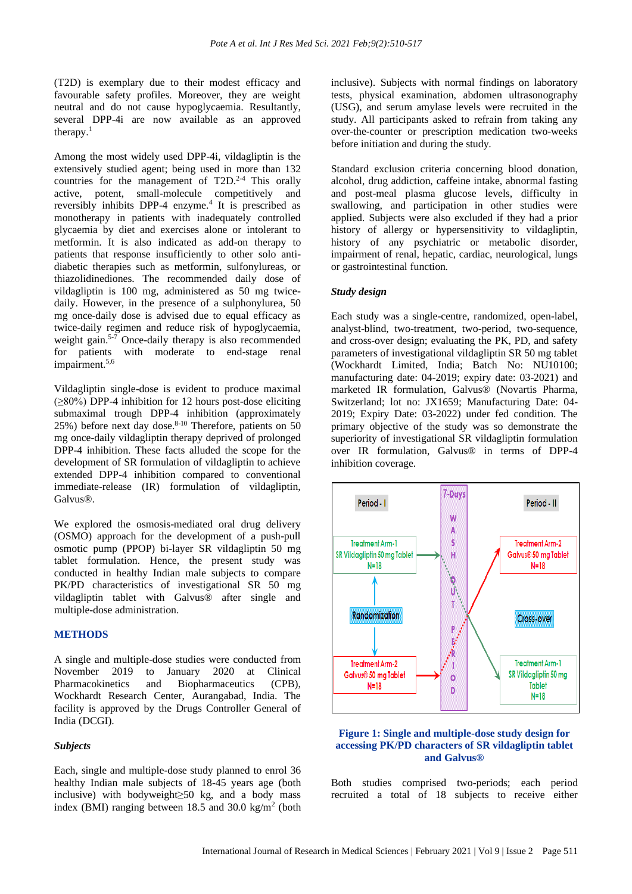(T2D) is exemplary due to their modest efficacy and favourable safety profiles. Moreover, they are weight neutral and do not cause hypoglycaemia. Resultantly, several DPP-4i are now available as an approved therapy.[1]

Among the most widely used DPP-4i, vildagliptin is the extensively studied agent; being used in more than 132 countries for the management of T2D.[2-4] This orally active, potent, small-molecule competitively and reversibly inhibits DPP-4 enzyme.[4] It is prescribed as monotherapy in patients with inadequately controlled glycaemia by diet and exercises alone or intolerant to metformin. It is also indicated as add-on therapy to patients that response insufficiently to other such anti-diabetic therapies such as metformin, sulfonylureas, or thiazolidinediones. The recommended daily dose of vildagliptin is 100 mg, administered as 50 mg twice-daily. However, in the presence of a sulphonylurea, 50 mg once-daily dose is advised due to equal efficacy as twice-daily regimen and reduce risk of hypoglycaemia, weight gain.[5-7] Once-daily therapy is also recommended for patients with moderate to end-stage renal impairment.[5,6]

Vildagliptin single-dose is evident to produce maximal (≥80%) DPP-4 inhibition for 12 hours post-dose eliciting submaximal trough DPP-4 inhibition (approximately 25%) before next day dose.[8-10] Therefore, patients on 50 mg once-daily vildagliptin therapy deprived of prolonged DPP-4 inhibition. These facts alluded the scope for the development of SR formulation of vildagliptin to achieve extended DPP-4 inhibition compared to conventional immediate-release (IR) formulation of vildagliptin, Galvus®.

We explored the osmosis-mediated oral drug delivery (OSMO) approach for the development of a push-pull osmotic pump (PPOP) bi-layer SR vildagliptin 50 mg tablet formulation. Hence, the present study was conducted in healthy Indian male subjects to compare PK/PD characteristics of investigational SR 50 mg vildagliptin tablet with Galvus® after single and multiple-dose administration.

## METHODS

A single and multiple-dose studies were conducted from November 2019 to January 2020 at Clinical Pharmacokinetics and Biopharmaceutics (CPB), Wockhardt Research Center, Aurangabad, India. The facility is approved by the Drugs Controller General of India (DCGI).

### *Subjects*

Each, single and multiple-dose study planned to enrol 36 healthy Indian male subjects of 18-45 years age (both inclusive) with bodyweight≥50 kg, and a body mass index (BMI) ranging between 18.5 and 30.0 kg/m$^2$ (both inclusive). Subjects with normal findings on laboratory tests, physical examination, abdomen ultrasonography (USG), and serum amylase levels were recruited in the study. All participants asked to refrain from taking any over-the-counter or prescription medication two-weeks before initiation and during the study.

Standard exclusion criteria concerning blood donation, alcohol, drug addiction, caffeine intake, abnormal fasting and post-meal plasma glucose levels, difficulty in swallowing, and participation in other studies were applied. Subjects were also excluded if they had a prior history of allergy or hypersensitivity to vildagliptin, history of any psychiatric or metabolic disorder, impairment of renal, hepatic, cardiac, neurological, lungs or gastrointestinal function.

### *Study design*

Each study was a single-centre, randomized, open-label, analyst-blind, two-treatment, two-period, two-sequence, and cross-over design; evaluating the PK, PD, and safety parameters of investigational vildagliptin SR 50 mg tablet (Wockhardt Limited, India; Batch No: NU10100; manufacturing date: 04-2019; expiry date: 03-2021) and marketed IR formulation, Galvus® (Novartis Pharma, Switzerland; lot no: JX1659; Manufacturing Date: 04-2019; Expiry Date: 03-2022) under fed condition. The primary objective of the study was so demonstrate the superiority of investigational SR vildagliptin formulation over IR formulation, Galvus® in terms of DPP-4 inhibition coverage.

**Figure 1: Single and multiple-dose study design for accessing PK/PD characters of SR vildagliptin tablet and Galvus®**

Both studies comprised two-periods; each period recruited a total of 18 subjects to receive either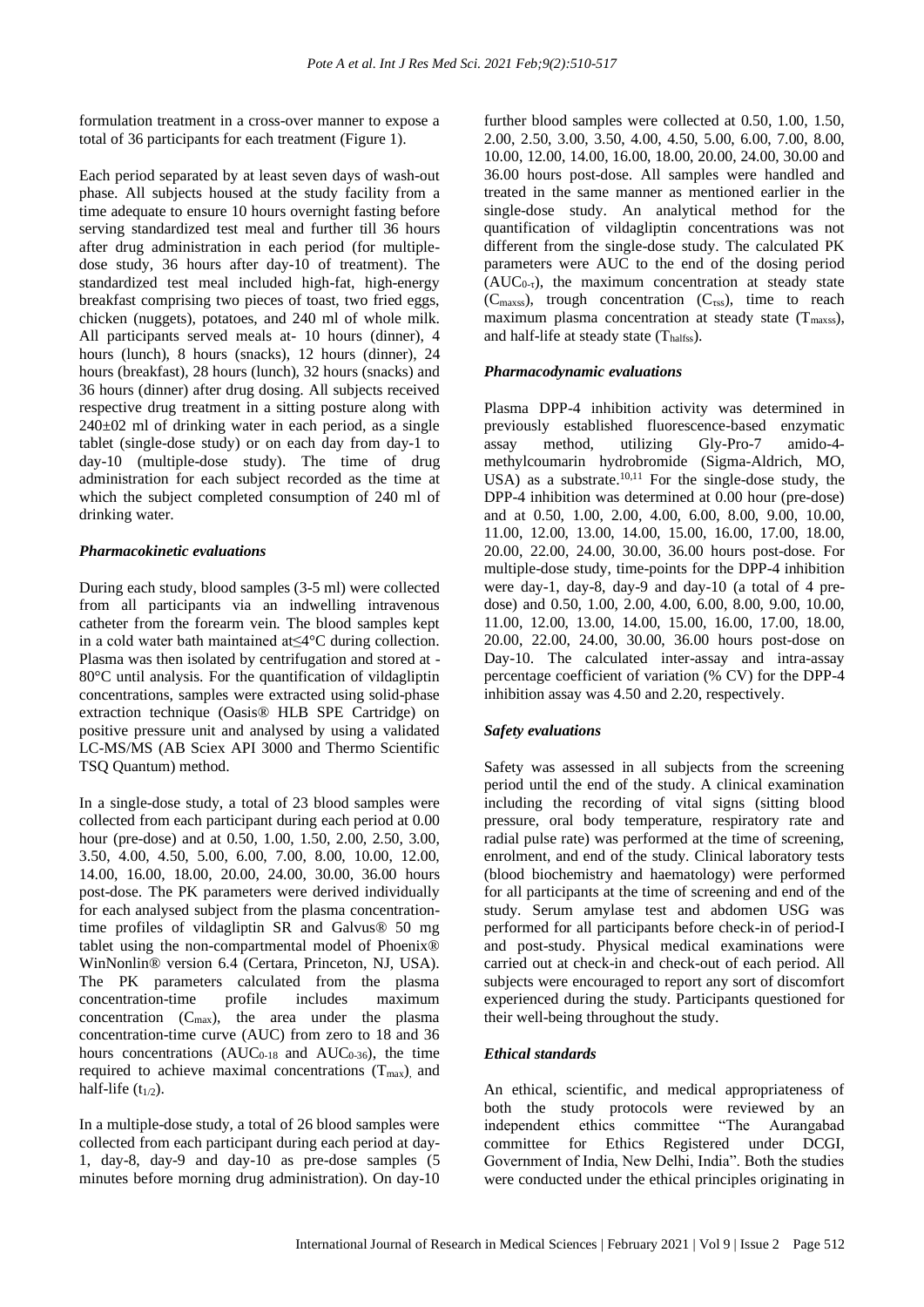formulation treatment in a cross-over manner to expose a total of 36 participants for each treatment (Figure 1).

Each period separated by at least seven days of wash-out phase. All subjects housed at the study facility from a time adequate to ensure 10 hours overnight fasting before serving standardized test meal and further till 36 hours after drug administration in each period (for multiple-dose study, 36 hours after day-10 of treatment). The standardized test meal included high-fat, high-energy breakfast comprising two pieces of toast, two fried eggs, chicken (nuggets), potatoes, and 240 ml of whole milk. All participants served meals at- 10 hours (dinner), 4 hours (lunch), 8 hours (snacks), 12 hours (dinner), 24 hours (breakfast), 28 hours (lunch), 32 hours (snacks) and 36 hours (dinner) after drug dosing. All subjects received respective drug treatment in a sitting posture along with 240±02 ml of drinking water in each period, as a single tablet (single-dose study) or on each day from day-1 to day-10 (multiple-dose study). The time of drug administration for each subject recorded as the time at which the subject completed consumption of 240 ml of drinking water.

### *Pharmacokinetic evaluations*

During each study, blood samples (3-5 ml) were collected from all participants via an indwelling intravenous catheter from the forearm vein. The blood samples kept in a cold water bath maintained at≤4°C during collection. Plasma was then isolated by centrifugation and stored at -80°C until analysis. For the quantification of vildagliptin concentrations, samples were extracted using solid-phase extraction technique (Oasis® HLB SPE Cartridge) on positive pressure unit and analysed by using a validated LC-MS/MS (AB Sciex API 3000 and Thermo Scientific TSQ Quantum) method.

In a single-dose study, a total of 23 blood samples were collected from each participant during each period at 0.00 hour (pre-dose) and at 0.50, 1.00, 1.50, 2.00, 2.50, 3.00, 3.50, 4.00, 4.50, 5.00, 6.00, 7.00, 8.00, 10.00, 12.00, 14.00, 16.00, 18.00, 20.00, 24.00, 30.00, 36.00 hours post-dose. The PK parameters were derived individually for each analysed subject from the plasma concentration-time profiles of vildagliptin SR and Galvus® 50 mg tablet using the non-compartmental model of Phoenix® WinNonlin® version 6.4 (Certara, Princeton, NJ, USA). The PK parameters calculated from the plasma concentration-time profile includes maximum concentration ($C_{max}$), the area under the plasma concentration-time curve (AUC) from zero to 18 and 36 hours concentrations ($AUC_{0-18}$ and $AUC_{0-36}$), the time required to achieve maximal concentrations ($T_{max}$), and half-life ($t_{1/2}$).

In a multiple-dose study, a total of 26 blood samples were collected from each participant during each period at day-1, day-8, day-9 and day-10 as pre-dose samples (5 minutes before morning drug administration). On day-10 further blood samples were collected at 0.50, 1.00, 1.50, 2.00, 2.50, 3.00, 3.50, 4.00, 4.50, 5.00, 6.00, 7.00, 8.00, 10.00, 12.00, 14.00, 16.00, 18.00, 20.00, 24.00, 30.00 and 36.00 hours post-dose. All samples were handled and treated in the same manner as mentioned earlier in the single-dose study. An analytical method for the quantification of vildagliptin concentrations was not different from the single-dose study. The calculated PK parameters were AUC to the end of the dosing period ($AUC_{0-\tau}$), the maximum concentration at steady state ($C_{maxss}$), trough concentration ($C_{\tau ss}$), time to reach maximum plasma concentration at steady state ($T_{maxss}$), and half-life at steady state ($T_{halfss}$).

### *Pharmacodynamic evaluations*

Plasma DPP-4 inhibition activity was determined in previously established fluorescence-based enzymatic assay method, utilizing Gly-Pro-7 amido-4-methylcoumarin hydrobromide (Sigma-Aldrich, MO, USA) as a substrate.[10,11] For the single-dose study, the DPP-4 inhibition was determined at 0.00 hour (pre-dose) and at 0.50, 1.00, 2.00, 4.00, 6.00, 8.00, 9.00, 10.00, 11.00, 12.00, 13.00, 14.00, 15.00, 16.00, 17.00, 18.00, 20.00, 22.00, 24.00, 30.00, 36.00 hours post-dose. For multiple-dose study, time-points for the DPP-4 inhibition were day-1, day-8, day-9 and day-10 (a total of 4 pre-dose) and 0.50, 1.00, 2.00, 4.00, 6.00, 8.00, 9.00, 10.00, 11.00, 12.00, 13.00, 14.00, 15.00, 16.00, 17.00, 18.00, 20.00, 22.00, 24.00, 30.00, 36.00 hours post-dose on Day-10. The calculated inter-assay and intra-assay percentage coefficient of variation (% CV) for the DPP-4 inhibition assay was 4.50 and 2.20, respectively.

### *Safety evaluations*

Safety was assessed in all subjects from the screening period until the end of the study. A clinical examination including the recording of vital signs (sitting blood pressure, oral body temperature, respiratory rate and radial pulse rate) was performed at the time of screening, enrolment, and end of the study. Clinical laboratory tests (blood biochemistry and haematology) were performed for all participants at the time of screening and end of the study. Serum amylase test and abdomen USG was performed for all participants before check-in of period-I and post-study. Physical medical examinations were carried out at check-in and check-out of each period. All subjects were encouraged to report any sort of discomfort experienced during the study. Participants questioned for their well-being throughout the study.

### *Ethical standards*

An ethical, scientific, and medical appropriateness of both the study protocols were reviewed by an independent ethics committee "The Aurangabad committee for Ethics Registered under DCGI, Government of India, New Delhi, India". Both the studies were conducted under the ethical principles originating in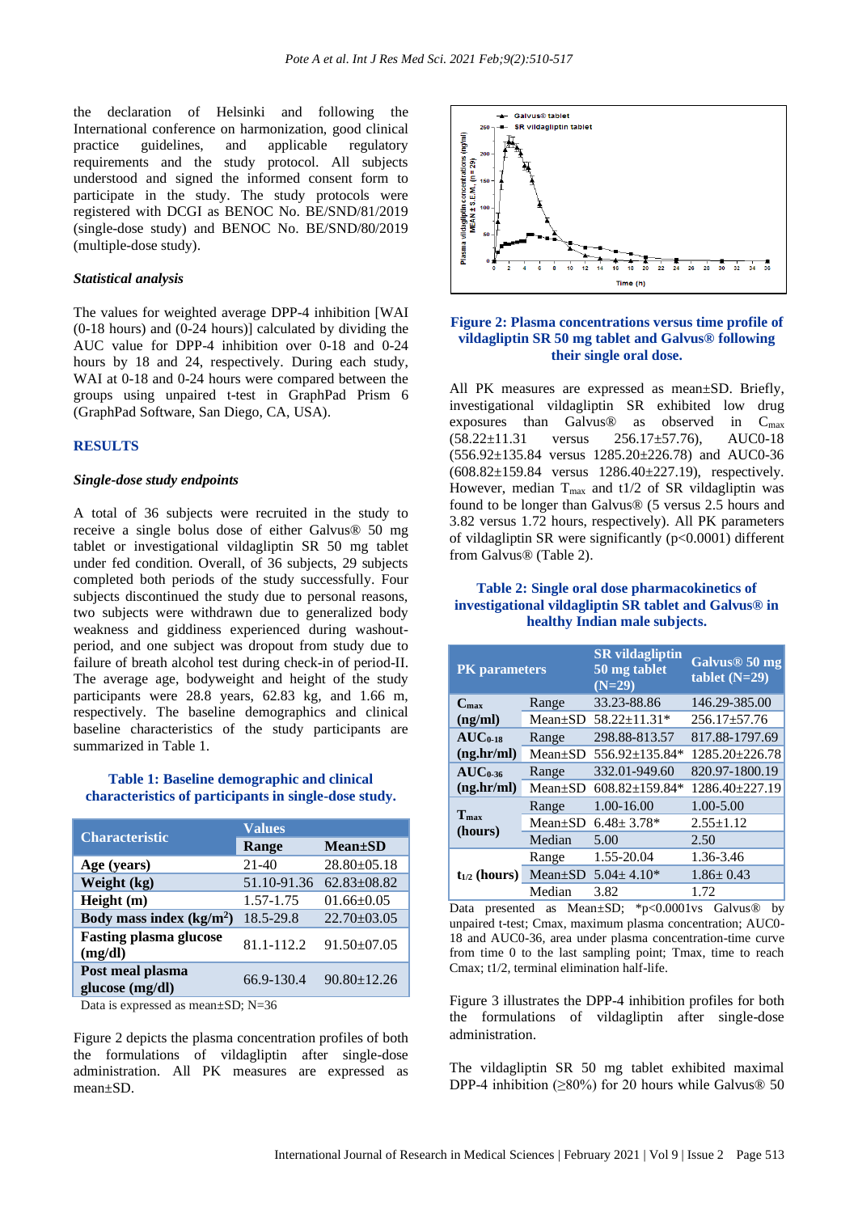the declaration of Helsinki and following the International conference on harmonization, good clinical practice guidelines, and applicable regulatory requirements and the study protocol. All subjects understood and signed the informed consent form to participate in the study. The study protocols were registered with DCGI as BENOC No. BE/SND/81/2019 (single-dose study) and BENOC No. BE/SND/80/2019 (multiple-dose study).

### *Statistical analysis*

The values for weighted average DPP-4 inhibition [WAI (0-18 hours) and (0-24 hours)] calculated by dividing the AUC value for DPP-4 inhibition over 0-18 and 0-24 hours by 18 and 24, respectively. During each study, WAI at 0-18 and 0-24 hours were compared between the groups using unpaired t-test in GraphPad Prism 6 (GraphPad Software, San Diego, CA, USA).

## RESULTS

### *Single-dose study endpoints*

A total of 36 subjects were recruited in the study to receive a single bolus dose of either Galvus® 50 mg tablet or investigational vildagliptin SR 50 mg tablet under fed condition. Overall, of 36 subjects, 29 subjects completed both periods of the study successfully. Four subjects discontinued the study due to personal reasons, two subjects were withdrawn due to generalized body weakness and giddiness experienced during washout-period, and one subject was dropout from study due to failure of breath alcohol test during check-in of period-II. The average age, bodyweight and height of the study participants were 28.8 years, 62.83 kg, and 1.66 m, respectively. The baseline demographics and clinical baseline characteristics of the study participants are summarized in Table 1.

**Table 1: Baseline demographic and clinical characteristics of participants in single-dose study.**

| Characteristic | Values | |
|---|---|---|
| | Range | Mean±SD |
| Age (years) | 21-40 | 28.80±05.18 |
| Weight (kg) | 51.10-91.36 | 62.83±08.82 |
| Height (m) | 1.57-1.75 | 01.66±0.05 |
| Body mass index (kg/m$^2$) | 18.5-29.8 | 22.70±03.05 |
| Fasting plasma glucose (mg/dl) | 81.1-112.2 | 91.50±07.05 |
| Post meal plasma glucose (mg/dl) | 66.9-130.4 | 90.80±12.26 |

Data is expressed as mean±SD; N=36

Figure 2 depicts the plasma concentration profiles of both the formulations of vildagliptin after single-dose administration. All PK measures are expressed as mean±SD.

**Figure 2: Plasma concentrations versus time profile of vildagliptin SR 50 mg tablet and Galvus® following their single oral dose.**

All PK measures are expressed as mean±SD. Briefly, investigational vildagliptin SR exhibited low drug exposures than Galvus® as observed in $C_{max}$ (58.22±11.31 versus 256.17±57.76), AUC0-18 (556.92±135.84 versus 1285.20±226.78) and AUC0-36 (608.82±159.84 versus 1286.40±227.19), respectively. However, median $T_{max}$ and t1/2 of SR vildagliptin was found to be longer than Galvus® (5 versus 2.5 hours and 3.82 versus 1.72 hours, respectively). All PK parameters of vildagliptin SR were significantly (p<0.0001) different from Galvus® (Table 2).

**Table 2: Single oral dose pharmacokinetics of investigational vildagliptin SR tablet and Galvus® in healthy Indian male subjects.**

| PK parameters | | SR vildagliptin 50 mg tablet (N=29) | Galvus® 50 mg tablet (N=29) |
|---|---|---|---|
| $C_{max}$ (ng/ml) | Range | 33.23-88.86 | 146.29-385.00 |
| | Mean±SD | 58.22±11.31* | 256.17±57.76 |
| $AUC_{0-18}$ (ng.hr/ml) | Range | 298.88-813.57 | 817.88-1797.69 |
| | Mean±SD | 556.92±135.84* | 1285.20±226.78 |
| $AUC_{0-36}$ (ng.hr/ml) | Range | 332.01-949.60 | 820.97-1800.19 |
| | Mean±SD | 608.82±159.84* | 1286.40±227.19 |
| $T_{max}$ (hours) | Range | 1.00-16.00 | 1.00-5.00 |
| | Mean±SD | 6.48± 3.78* | 2.55±1.12 |
| | Median | 5.00 | 2.50 |
| $t_{1/2}$ (hours) | Range | 1.55-20.04 | 1.36-3.46 |
| | Mean±SD | 5.04± 4.10* | 1.86± 0.43 |
| | Median | 3.82 | 1.72 |

Data presented as Mean±SD; *p<0.0001vs Galvus® by unpaired t-test; Cmax, maximum plasma concentration; AUC0-18 and AUC0-36, area under plasma concentration-time curve from time 0 to the last sampling point; Tmax, time to reach Cmax; t1/2, terminal elimination half-life.

Figure 3 illustrates the DPP-4 inhibition profiles for both the formulations of vildagliptin after single-dose administration.

The vildagliptin SR 50 mg tablet exhibited maximal DPP-4 inhibition (≥80%) for 20 hours while Galvus® 50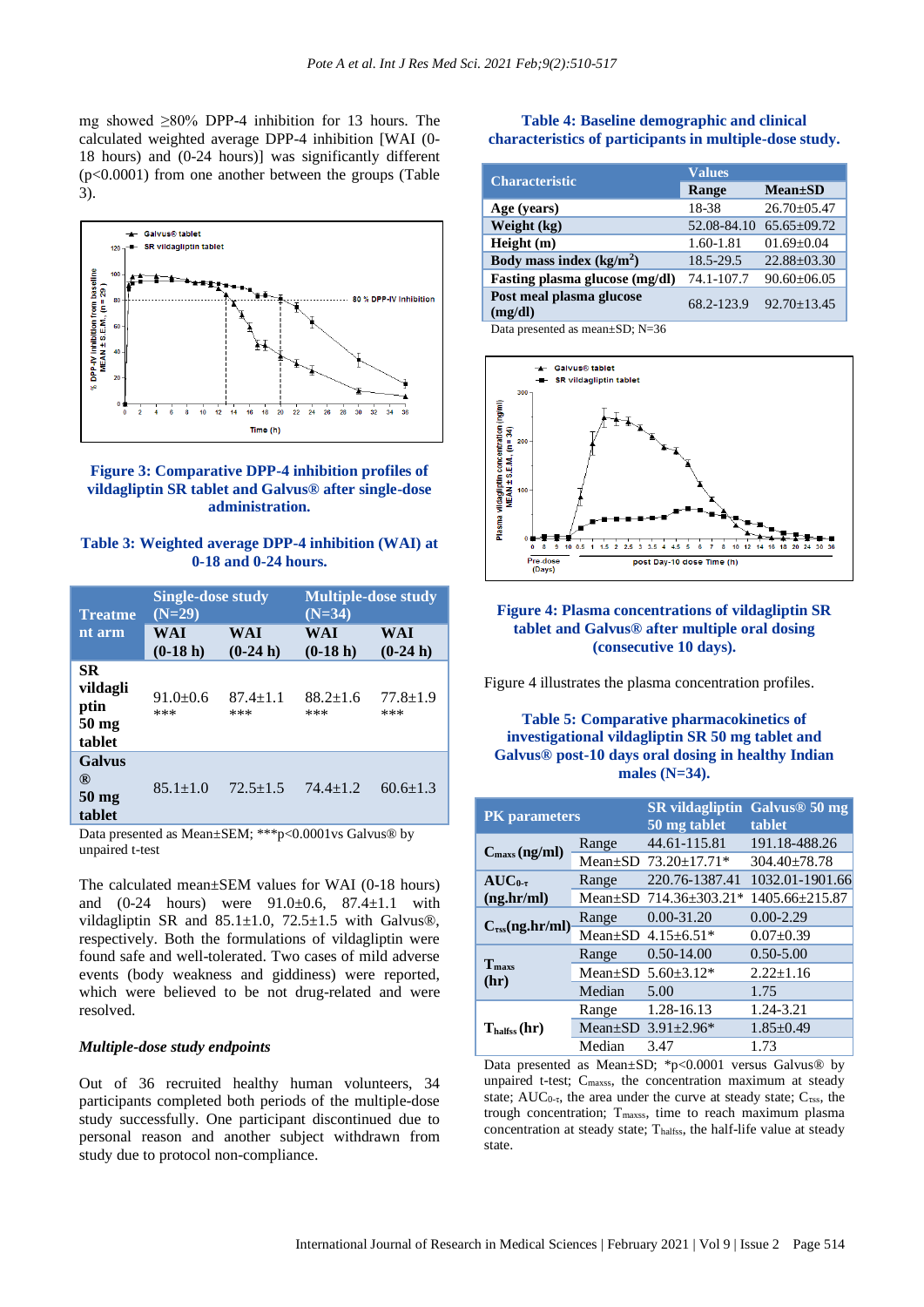mg showed ≥80% DPP-4 inhibition for 13 hours. The calculated weighted average DPP-4 inhibition [WAI (0-18 hours) and (0-24 hours)] was significantly different ($p<0.0001$) from one another between the groups (Table 3).

**Figure 3: Comparative DPP-4 inhibition profiles of vildagliptin SR tablet and Galvus® after single-dose administration.**

**Table 3: Weighted average DPP-4 inhibition (WAI) at 0-18 and 0-24 hours.**

| Treatment arm | Single-dose study (N=29) | | Multiple-dose study (N=34) | |
|---|---|---|---|---|
| | WAI (0-18 h) | WAI (0-24 h) | WAI (0-18 h) | WAI (0-24 h) |
| SR vildagliptin 50 mg tablet | 91.0±0.6 *** | 87.4±1.1 *** | 88.2±1.6 *** | 77.8±1.9 *** |
| Galvus® 50 mg tablet | 85.1±1.0 | 72.5±1.5 | 74.4±1.2 | 60.6±1.3 |

Data presented as Mean±SEM; ***p<0.0001vs Galvus® by unpaired t-test

The calculated mean±SEM values for WAI (0-18 hours) and (0-24 hours) were 91.0±0.6, 87.4±1.1 with vildagliptin SR and 85.1±1.0, 72.5±1.5 with Galvus®, respectively. Both the formulations of vildagliptin were found safe and well-tolerated. Two cases of mild adverse events (body weakness and giddiness) were reported, which were believed to be not drug-related and were resolved.

### *Multiple-dose study endpoints*

Out of 36 recruited healthy human volunteers, 34 participants completed both periods of the multiple-dose study successfully. One participant discontinued due to personal reason and another subject withdrawn from study due to protocol non-compliance.

**Table 4: Baseline demographic and clinical characteristics of participants in multiple-dose study.**

| Characteristic | Values | |
|---|---|---|
| | Range | Mean±SD |
| Age (years) | 18-38 | 26.70±05.47 |
| Weight (kg) | 52.08-84.10 | 65.65±09.72 |
| Height (m) | 1.60-1.81 | 01.69±0.04 |
| Body mass index (kg/m$^2$) | 18.5-29.5 | 22.88±03.30 |
| Fasting plasma glucose (mg/dl) | 74.1-107.7 | 90.60±06.05 |
| Post meal plasma glucose (mg/dl) | 68.2-123.9 | 92.70±13.45 |

Data presented as mean±SD; N=36

**Figure 4: Plasma concentrations of vildagliptin SR tablet and Galvus® after multiple oral dosing (consecutive 10 days).**

Figure 4 illustrates the plasma concentration profiles.

**Table 5: Comparative pharmacokinetics of investigational vildagliptin SR 50 mg tablet and Galvus® post-10 days oral dosing in healthy Indian males (N=34).**

| PK parameters | | SR vildagliptin 50 mg tablet | Galvus® 50 mg tablet |
|---|---|---|---|
| $C_{maxs}$ (ng/ml) | Range | 44.61-115.81 | 191.18-488.26 |
| | Mean±SD | 73.20±17.71* | 304.40±78.78 |
| $AUC_{0-\tau}$ (ng.hr/ml) | Range | 220.76-1387.41 | 1032.01-1901.66 |
| | Mean±SD | 714.36±303.21* | 1405.66±215.87 |
| $C_{\tau ss}$(ng.hr/ml) | Range | 0.00-31.20 | 0.00-2.29 |
| | Mean±SD | 4.15±6.51* | 0.07±0.39 |
| $T_{maxs}$ (hr) | Range | 0.50-14.00 | 0.50-5.00 |
| | Mean±SD | 5.60±3.12* | 2.22±1.16 |
| | Median | 5.00 | 1.75 |
| $T_{halfss}$ (hr) | Range | 1.28-16.13 | 1.24-3.21 |
| | Mean±SD | 3.91±2.96* | 1.85±0.49 |
| | Median | 3.47 | 1.73 |

Data presented as Mean±SD; *p<0.0001 versus Galvus® by unpaired t-test; $C_{maxss}$, the concentration maximum at steady state; $AUC_{0-\tau}$, the area under the curve at steady state; $C_{\tau ss}$, the trough concentration; $T_{maxss}$, time to reach maximum plasma concentration at steady state; $T_{halfss}$, the half-life value at steady state.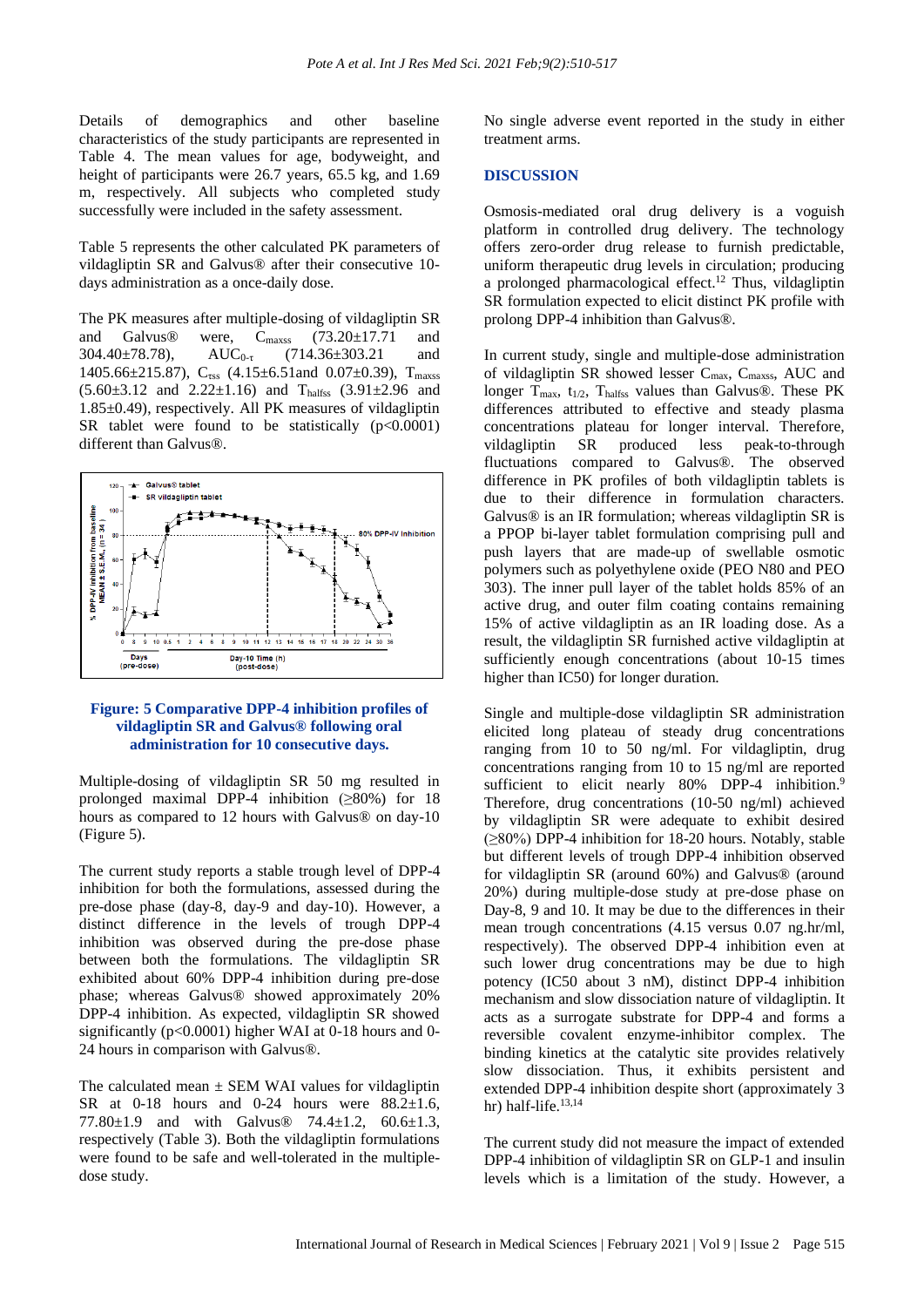Details of demographics and other baseline characteristics of the study participants are represented in Table 4. The mean values for age, bodyweight, and height of participants were 26.7 years, 65.5 kg, and 1.69 m, respectively. All subjects who completed study successfully were included in the safety assessment.

Table 5 represents the other calculated PK parameters of vildagliptin SR and Galvus® after their consecutive 10-days administration as a once-daily dose.

The PK measures after multiple-dosing of vildagliptin SR and Galvus® were, $C_{maxss}$ (73.20±17.71 and 304.40±78.78), $AUC_{0-\tau}$ (714.36±303.21 and 1405.66±215.87), $C_{\tau ss}$ (4.15±6.51and 0.07±0.39), $T_{maxss}$ (5.60±3.12 and 2.22±1.16) and $T_{halfss}$ (3.91±2.96 and 1.85±0.49), respectively. All PK measures of vildagliptin SR tablet were found to be statistically ($p<0.0001$) different than Galvus®.

**Figure: 5 Comparative DPP-4 inhibition profiles of vildagliptin SR and Galvus® following oral administration for 10 consecutive days.**

Multiple-dosing of vildagliptin SR 50 mg resulted in prolonged maximal DPP-4 inhibition (≥80%) for 18 hours as compared to 12 hours with Galvus® on day-10 (Figure 5).

The current study reports a stable trough level of DPP-4 inhibition for both the formulations, assessed during the pre-dose phase (day-8, day-9 and day-10). However, a distinct difference in the levels of trough DPP-4 inhibition was observed during the pre-dose phase between both the formulations. The vildagliptin SR exhibited about 60% DPP-4 inhibition during pre-dose phase; whereas Galvus® showed approximately 20% DPP-4 inhibition. As expected, vildagliptin SR showed significantly ($p<0.0001$) higher WAI at 0-18 hours and 0-24 hours in comparison with Galvus®.

The calculated mean ± SEM WAI values for vildagliptin SR at 0-18 hours and 0-24 hours were 88.2±1.6, 77.80±1.9 and with Galvus® 74.4±1.2, 60.6±1.3, respectively (Table 3). Both the vildagliptin formulations were found to be safe and well-tolerated in the multiple-dose study.

No single adverse event reported in the study in either treatment arms.

## DISCUSSION

Osmosis-mediated oral drug delivery is a voguish platform in controlled drug delivery. The technology offers zero-order drug release to furnish predictable, uniform therapeutic drug levels in circulation; producing a prolonged pharmacological effect.[12] Thus, vildagliptin SR formulation expected to elicit distinct PK profile with prolong DPP-4 inhibition than Galvus®.

In current study, single and multiple-dose administration of vildagliptin SR showed lesser $C_{max}$, $C_{maxss}$, AUC and longer $T_{max}$, $t_{1/2}$, $T_{halfss}$ values than Galvus®. These PK differences attributed to effective and steady plasma concentrations plateau for longer interval. Therefore, vildagliptin SR produced less peak-to-through fluctuations compared to Galvus®. The observed difference in PK profiles of both vildagliptin tablets is due to their difference in formulation characters. Galvus® is an IR formulation; whereas vildagliptin SR is a PPOP bi-layer tablet formulation comprising pull and push layers that are made-up of swellable osmotic polymers such as polyethylene oxide (PEO N80 and PEO 303). The inner pull layer of the tablet holds 85% of an active drug, and outer film coating contains remaining 15% of active vildagliptin as an IR loading dose. As a result, the vildagliptin SR furnished active vildagliptin at sufficiently enough concentrations (about 10-15 times higher than IC50) for longer duration.

Single and multiple-dose vildagliptin SR administration elicited long plateau of steady drug concentrations ranging from 10 to 50 ng/ml. For vildagliptin, drug concentrations ranging from 10 to 15 ng/ml are reported sufficient to elicit nearly 80% DPP-4 inhibition.[9] Therefore, drug concentrations (10-50 ng/ml) achieved by vildagliptin SR were adequate to exhibit desired (≥80%) DPP-4 inhibition for 18-20 hours. Notably, stable but different levels of trough DPP-4 inhibition observed for vildagliptin SR (around 60%) and Galvus® (around 20%) during multiple-dose study at pre-dose phase on Day-8, 9 and 10. It may be due to the differences in their mean trough concentrations (4.15 versus 0.07 ng.hr/ml, respectively). The observed DPP-4 inhibition even at such lower drug concentrations may be due to high potency (IC50 about 3 nM), distinct DPP-4 inhibition mechanism and slow dissociation nature of vildagliptin. It acts as a surrogate substrate for DPP-4 and forms a reversible covalent enzyme-inhibitor complex. The binding kinetics at the catalytic site provides relatively slow dissociation. Thus, it exhibits persistent and extended DPP-4 inhibition despite short (approximately 3 hr) half-life.[13,14]

The current study did not measure the impact of extended DPP-4 inhibition of vildagliptin SR on GLP-1 and insulin levels which is a limitation of the study. However, a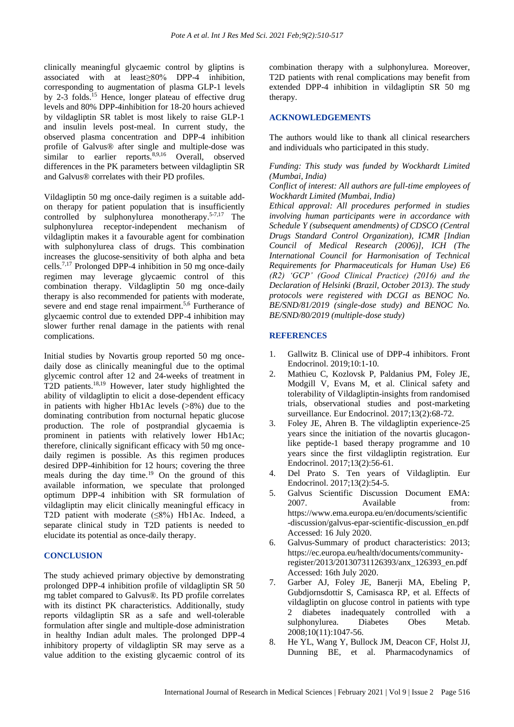clinically meaningful glycaemic control by gliptins is associated with at least≥80% DPP-4 inhibition, corresponding to augmentation of plasma GLP-1 levels by 2-3 folds.[15] Hence, longer plateau of effective drug levels and 80% DPP-4inhibition for 18-20 hours achieved by vildagliptin SR tablet is most likely to raise GLP-1 and insulin levels post-meal. In current study, the observed plasma concentration and DPP-4 inhibition profile of Galvus® after single and multiple-dose was similar to earlier reports.[8,9,16] Overall, observed differences in the PK parameters between vildagliptin SR and Galvus® correlates with their PD profiles.

Vildagliptin 50 mg once-daily regimen is a suitable add-on therapy for patient population that is insufficiently controlled by sulphonylurea monotherapy.[5-7,17] The sulphonylurea receptor-independent mechanism of vildagliptin makes it a favourable agent for combination with sulphonylurea class of drugs. This combination increases the glucose-sensitivity of both alpha and beta cells.[7,17] Prolonged DPP-4 inhibition in 50 mg once-daily regimen may leverage glycaemic control of this combination therapy. Vildagliptin 50 mg once-daily therapy is also recommended for patients with moderate, severe and end stage renal impairment.[5,6] Furtherance of glycaemic control due to extended DPP-4 inhibition may slower further renal damage in the patients with renal complications.

Initial studies by Novartis group reported 50 mg once-daily dose as clinically meaningful due to the optimal glycemic control after 12 and 24-weeks of treatment in T2D patients.[18,19] However, later study highlighted the ability of vildagliptin to elicit a dose-dependent efficacy in patients with higher Hb1Ac levels (>8%) due to the dominating contribution from nocturnal hepatic glucose production. The role of postprandial glycaemia is prominent in patients with relatively lower Hb1Ac; therefore, clinically significant efficacy with 50 mg once-daily regimen is possible. As this regimen produces desired DPP-4inhibition for 12 hours; covering the three meals during the day time.[19] On the ground of this available information, we speculate that prolonged optimum DPP-4 inhibition with SR formulation of vildagliptin may elicit clinically meaningful efficacy in T2D patient with moderate (≤8%) Hb1Ac. Indeed, a separate clinical study in T2D patients is needed to elucidate its potential as once-daily therapy.

## CONCLUSION

The study achieved primary objective by demonstrating prolonged DPP-4 inhibition profile of vildagliptin SR 50 mg tablet compared to Galvus®. Its PD profile correlates with its distinct PK characteristics. Additionally, study reports vildagliptin SR as a safe and well-tolerable formulation after single and multiple-dose administration in healthy Indian adult males. The prolonged DPP-4 inhibitory property of vildagliptin SR may serve as a value addition to the existing glycaemic control of its combination therapy with a sulphonylurea. Moreover, T2D patients with renal complications may benefit from extended DPP-4 inhibition in vildagliptin SR 50 mg therapy.

## ACKNOWLEDGEMENTS

The authors would like to thank all clinical researchers and individuals who participated in this study.

*Funding: This study was funded by Wockhardt Limited (Mumbai, India)*
*Conflict of interest: All authors are full-time employees of Wockhardt Limited (Mumbai, India)*
*Ethical approval: All procedures performed in studies involving human participants were in accordance with Schedule Y (subsequent amendments) of CDSCO (Central Drugs Standard Control Organization), ICMR [Indian Council of Medical Research (2006)], ICH (The International Council for Harmonisation of Technical Requirements for Pharmaceuticals for Human Use) E6 (R2) 'GCP' (Good Clinical Practice) (2016) and the Declaration of Helsinki (Brazil, October 2013). The study protocols were registered with DCGI as BENOC No. BE/SND/81/2019 (single-dose study) and BENOC No. BE/SND/80/2019 (multiple-dose study)*

## REFERENCES

1. Gallwitz B. Clinical use of DPP-4 inhibitors. Front Endocrinol. 2019;10:1-10.
2. Mathieu C, Kozlovsk P, Paldanius PM, Foley JE, Modgill V, Evans M, et al. Clinical safety and tolerability of Vildagliptin-insights from randomised trials, observational studies and post-marketing surveillance. Eur Endocrinol. 2017;13(2):68-72.
3. Foley JE, Ahren B. The vildagliptin experience-25 years since the initiation of the novartis glucagon-like peptide-1 based therapy programme and 10 years since the first vildagliptin registration. Eur Endocrinol. 2017;13(2):56-61.
4. Del Prato S. Ten years of Vildagliptin. Eur Endocrinol. 2017;13(2):54-5.
5. Galvus Scientific Discussion Document EMA: 2007. Available from: https://www.ema.europa.eu/en/documents/scientific-discussion/galvus-epar-scientific-discussion_en.pdf Accessed: 16 July 2020.
6. Galvus-Summary of product characteristics: 2013; https://ec.europa.eu/health/documents/community-register/2013/20130731126393/anx_126393_en.pdf Accessed: 16th July 2020.
7. Garber AJ, Foley JE, Banerji MA, Ebeling P, Gubdjornsdottir S, Camisasca RP, et al. Effects of vildagliptin on glucose control in patients with type 2 diabetes inadequately controlled with a sulphonylurea. Diabetes Obes Metab. 2008;10(11):1047-56.
8. He YL, Wang Y, Bullock JM, Deacon CF, Holst JJ, Dunning BE, et al. Pharmacodynamics of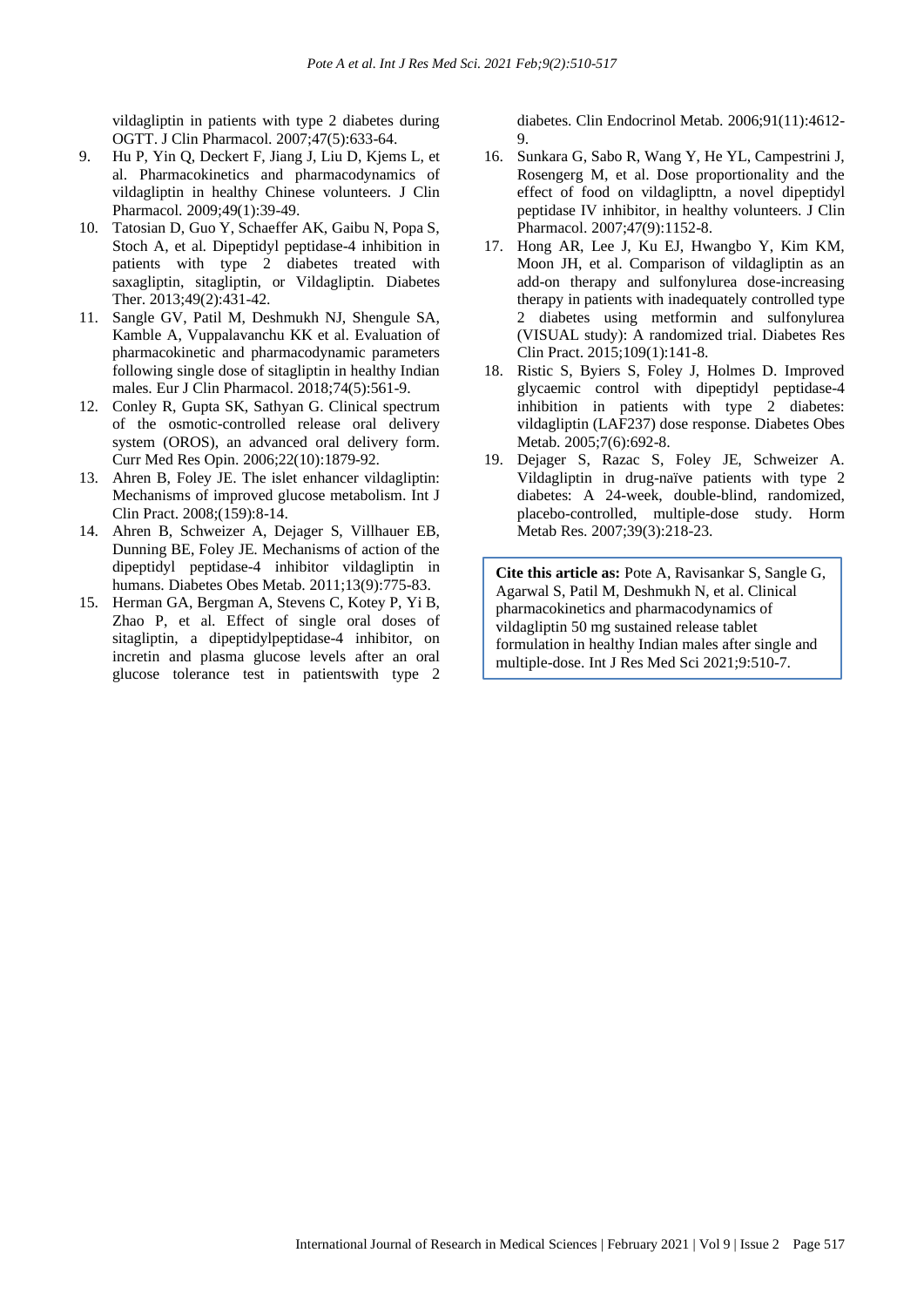vildagliptin in patients with type 2 diabetes during OGTT. J Clin Pharmacol. 2007;47(5):633-64.

9. Hu P, Yin Q, Deckert F, Jiang J, Liu D, Kjems L, et al. Pharmacokinetics and pharmacodynamics of vildagliptin in healthy Chinese volunteers. J Clin Pharmacol. 2009;49(1):39-49.
10. Tatosian D, Guo Y, Schaeffer AK, Gaibu N, Popa S, Stoch A, et al. Dipeptidyl peptidase-4 inhibition in patients with type 2 diabetes treated with saxagliptin, sitagliptin, or Vildagliptin. Diabetes Ther. 2013;49(2):431-42.
11. Sangle GV, Patil M, Deshmukh NJ, Shengule SA, Kamble A, Vuppalavanchu KK et al. Evaluation of pharmacokinetic and pharmacodynamic parameters following single dose of sitagliptin in healthy Indian males. Eur J Clin Pharmacol. 2018;74(5):561-9.
12. Conley R, Gupta SK, Sathyan G. Clinical spectrum of the osmotic-controlled release oral delivery system (OROS), an advanced oral delivery form. Curr Med Res Opin. 2006;22(10):1879-92.
13. Ahren B, Foley JE. The islet enhancer vildagliptin: Mechanisms of improved glucose metabolism. Int J Clin Pract. 2008;(159):8-14.
14. Ahren B, Schweizer A, Dejager S, Villhauer EB, Dunning BE, Foley JE. Mechanisms of action of the dipeptidyl peptidase-4 inhibitor vildagliptin in humans. Diabetes Obes Metab. 2011;13(9):775-83.
15. Herman GA, Bergman A, Stevens C, Kotey P, Yi B, Zhao P, et al. Effect of single oral doses of sitagliptin, a dipeptidylpeptidase-4 inhibitor, on incretin and plasma glucose levels after an oral glucose tolerance test in patientswith type 2 diabetes. Clin Endocrinol Metab. 2006;91(11):4612-9.
16. Sunkara G, Sabo R, Wang Y, He YL, Campestrini J, Rosengerg M, et al. Dose proportionality and the effect of food on vildaglipttn, a novel dipeptidyl peptidase IV inhibitor, in healthy volunteers. J Clin Pharmacol. 2007;47(9):1152-8.
17. Hong AR, Lee J, Ku EJ, Hwangbo Y, Kim KM, Moon JH, et al. Comparison of vildagliptin as an add-on therapy and sulfonylurea dose-increasing therapy in patients with inadequately controlled type 2 diabetes using metformin and sulfonylurea (VISUAL study): A randomized trial. Diabetes Res Clin Pract. 2015;109(1):141-8.
18. Ristic S, Byiers S, Foley J, Holmes D. Improved glycaemic control with dipeptidyl peptidase-4 inhibition in patients with type 2 diabetes: vildagliptin (LAF237) dose response. Diabetes Obes Metab. 2005;7(6):692-8.
19. Dejager S, Razac S, Foley JE, Schweizer A. Vildagliptin in drug-naïve patients with type 2 diabetes: A 24-week, double-blind, randomized, placebo-controlled, multiple-dose study. Horm Metab Res. 2007;39(3):218-23.

**Cite this article as:** Pote A, Ravisankar S, Sangle G, Agarwal S, Patil M, Deshmukh N, et al. Clinical pharmacokinetics and pharmacodynamics of vildagliptin 50 mg sustained release tablet formulation in healthy Indian males after single and multiple-dose. Int J Res Med Sci 2021;9:510-7.